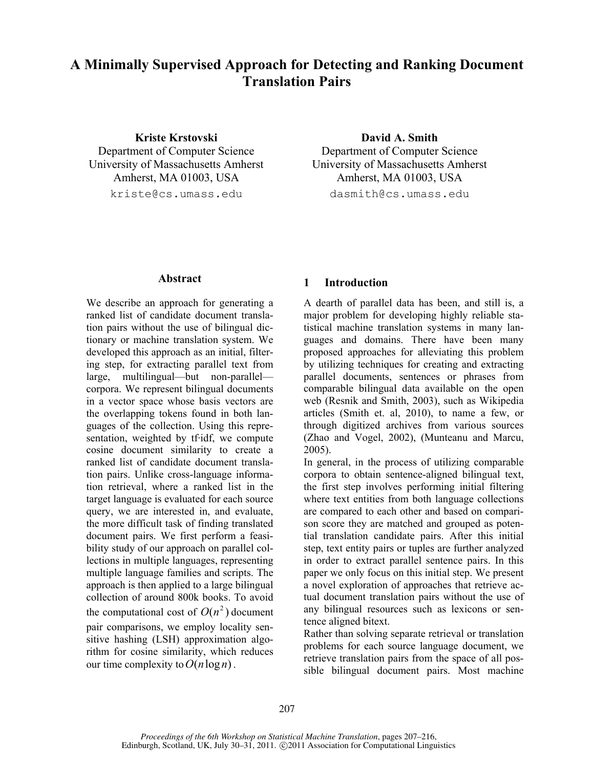# A Minimally Supervised Approach for Detecting and Ranking Document Translation Pairs

**Kriste Krstovski**
Department of Computer Science
University of Massachusetts Amherst
Amherst, MA 01003, USA
kriste@cs.umass.edu

**David A. Smith**
Department of Computer Science
University of Massachusetts Amherst
Amherst, MA 01003, USA
dasmith@cs.umass.edu

## Abstract

We describe an approach for generating a ranked list of candidate document translation pairs without the use of bilingual dictionary or machine translation system. We developed this approach as an initial, filtering step, for extracting parallel text from large, multilingual—but non-parallel—corpora. We represent bilingual documents in a vector space whose basis vectors are the overlapping tokens found in both languages of the collection. Using this representation, weighted by tf·idf, we compute cosine document similarity to create a ranked list of candidate document translation pairs. Unlike cross-language information retrieval, where a ranked list in the target language is evaluated for each source query, we are interested in, and evaluate, the more difficult task of finding translated document pairs. We first perform a feasibility study of our approach on parallel collections in multiple languages, representing multiple language families and scripts. The approach is then applied to a large bilingual collection of around 800k books. To avoid the computational cost of $O(n^2)$ document pair comparisons, we employ locality sensitive hashing (LSH) approximation algorithm for cosine similarity, which reduces our time complexity to $O(n \log n)$.

## 1 Introduction

A dearth of parallel data has been, and still is, a major problem for developing highly reliable statistical machine translation systems in many languages and domains. There have been many proposed approaches for alleviating this problem by utilizing techniques for creating and extracting parallel documents, sentences or phrases from comparable bilingual data available on the open web (Resnik and Smith, 2003), such as Wikipedia articles (Smith et. al, 2010), to name a few, or through digitized archives from various sources (Zhao and Vogel, 2002), (Munteanu and Marcu, 2005).

In general, in the process of utilizing comparable corpora to obtain sentence-aligned bilingual text, the first step involves performing initial filtering where text entities from both language collections are compared to each other and based on comparison score they are matched and grouped as potential translation candidate pairs. After this initial step, text entity pairs or tuples are further analyzed in order to extract parallel sentence pairs. In this paper we only focus on this initial step. We present a novel exploration of approaches that retrieve actual document translation pairs without the use of any bilingual resources such as lexicons or sentence aligned bitext.

Rather than solving separate retrieval or translation problems for each source language document, we retrieve translation pairs from the space of all possible bilingual document pairs. Most machine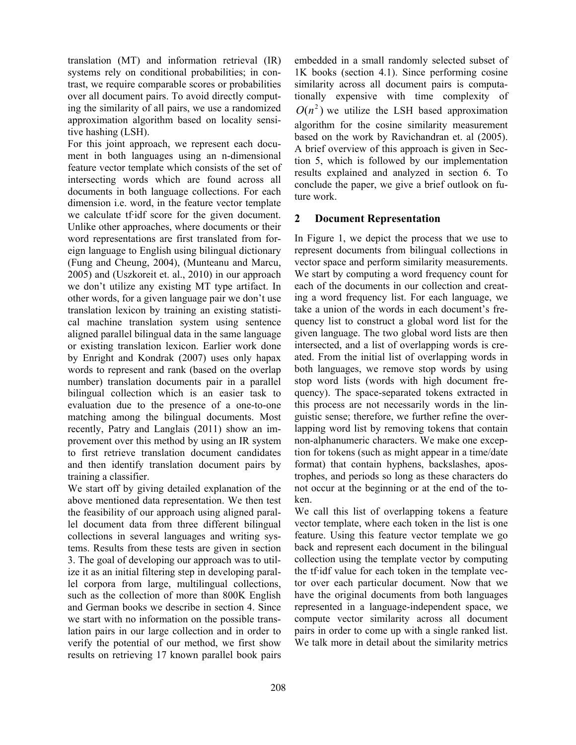translation (MT) and information retrieval (IR) systems rely on conditional probabilities; in contrast, we require comparable scores or probabilities over all document pairs. To avoid directly computing the similarity of all pairs, we use a randomized approximation algorithm based on locality sensitive hashing (LSH).

For this joint approach, we represent each document in both languages using an n-dimensional feature vector template which consists of the set of intersecting words which are found across all documents in both language collections. For each dimension i.e. word, in the feature vector template we calculate tf·idf score for the given document. Unlike other approaches, where documents or their word representations are first translated from foreign language to English using bilingual dictionary (Fung and Cheung, 2004), (Munteanu and Marcu, 2005) and (Uszkoreit et. al., 2010) in our approach we don't utilize any existing MT type artifact. In other words, for a given language pair we don't use translation lexicon by training an existing statistical machine translation system using sentence aligned parallel bilingual data in the same language or existing translation lexicon. Earlier work done by Enright and Kondrak (2007) uses only hapax words to represent and rank (based on the overlap number) translation documents pair in a parallel bilingual collection which is an easier task to evaluation due to the presence of a one-to-one matching among the bilingual documents. Most recently, Patry and Langlais (2011) show an improvement over this method by using an IR system to first retrieve translation document candidates and then identify translation document pairs by training a classifier.

We start off by giving detailed explanation of the above mentioned data representation. We then test the feasibility of our approach using aligned parallel document data from three different bilingual collections in several languages and writing systems. Results from these tests are given in section 3. The goal of developing our approach was to utilize it as an initial filtering step in developing parallel corpora from large, multilingual collections, such as the collection of more than 800K English and German books we describe in section 4. Since we start with no information on the possible translation pairs in our large collection and in order to verify the potential of our method, we first show results on retrieving 17 known parallel book pairs embedded in a small randomly selected subset of 1K books (section 4.1). Since performing cosine similarity across all document pairs is computationally expensive with time complexity of $O(n^2)$ we utilize the LSH based approximation algorithm for the cosine similarity measurement based on the work by Ravichandran et. al (2005). A brief overview of this approach is given in Section 5, which is followed by our implementation results explained and analyzed in section 6. To conclude the paper, we give a brief outlook on future work.

## 2 Document Representation

In Figure 1, we depict the process that we use to represent documents from bilingual collections in vector space and perform similarity measurements. We start by computing a word frequency count for each of the documents in our collection and creating a word frequency list. For each language, we take a union of the words in each document's frequency list to construct a global word list for the given language. The two global word lists are then intersected, and a list of overlapping words is created. From the initial list of overlapping words in both languages, we remove stop words by using stop word lists (words with high document frequency). The space-separated tokens extracted in this process are not necessarily words in the linguistic sense; therefore, we further refine the overlapping word list by removing tokens that contain non-alphanumeric characters. We make one exception for tokens (such as might appear in a time/date format) that contain hyphens, backslashes, apostrophes, and periods so long as these characters do not occur at the beginning or at the end of the token.

We call this list of overlapping tokens a feature vector template, where each token in the list is one feature. Using this feature vector template we go back and represent each document in the bilingual collection using the template vector by computing the tf·idf value for each token in the template vector over each particular document. Now that we have the original documents from both languages represented in a language-independent space, we compute vector similarity across all document pairs in order to come up with a single ranked list. We talk more in detail about the similarity metrics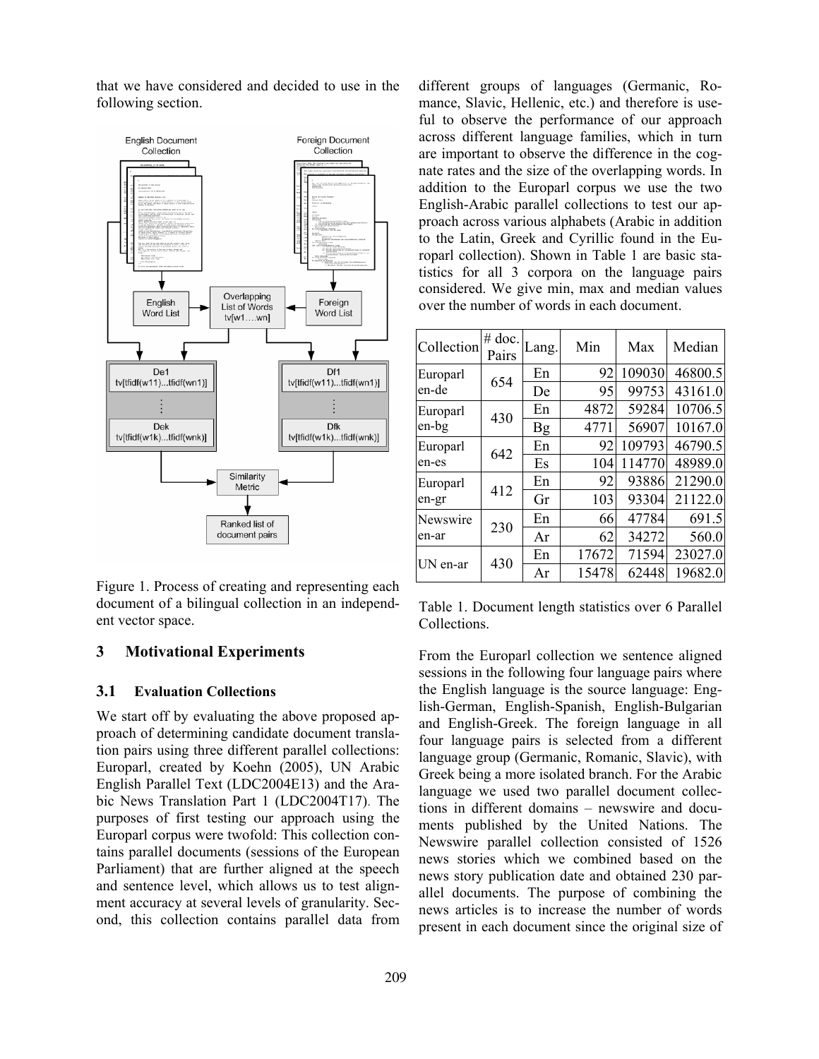that we have considered and decided to use in the following section.

Figure 1. Process of creating and representing each document of a bilingual collection in an independent vector space.

## 3 Motivational Experiments

### 3.1 Evaluation Collections

We start off by evaluating the above proposed approach of determining candidate document translation pairs using three different parallel collections: Europarl, created by Koehn (2005), UN Arabic English Parallel Text (LDC2004E13) and the Arabic News Translation Part 1 (LDC2004T17). The purposes of first testing our approach using the Europarl corpus were twofold: This collection contains parallel documents (sessions of the European Parliament) that are further aligned at the speech and sentence level, which allows us to test alignment accuracy at several levels of granularity. Second, this collection contains parallel data from different groups of languages (Germanic, Romance, Slavic, Hellenic, etc.) and therefore is useful to observe the performance of our approach across different language families, which in turn are important to observe the difference in the cognate rates and the size of the overlapping words. In addition to the Europarl corpus we use the two English-Arabic parallel collections to test our approach across various alphabets (Arabic in addition to the Latin, Greek and Cyrillic found in the Europarl collection). Shown in Table 1 are basic statistics for all 3 corpora on the language pairs considered. We give min, max and median values over the number of words in each document.

| Collection | # doc. Pairs | Lang. | Min | Max | Median |
|---|---|---|---|---|---|
| Europarl en-de | 654 | En | 92 | 109030 | 46800.5 |
| | | De | 95 | 99753 | 43161.0 |
| Europarl en-bg | 430 | En | 4872 | 59284 | 10706.5 |
| | | Bg | 4771 | 56907 | 10167.0 |
| Europarl en-es | 642 | En | 92 | 109793 | 46790.5 |
| | | Es | 104 | 114770 | 48989.0 |
| Europarl en-gr | 412 | En | 92 | 93886 | 21290.0 |
| | | Gr | 103 | 93304 | 21122.0 |
| Newswire en-ar | 230 | En | 66 | 47784 | 691.5 |
| | | Ar | 62 | 34272 | 560.0 |
| UN en-ar | 430 | En | 17672 | 71594 | 23027.0 |
| | | Ar | 15478 | 62448 | 19682.0 |

Table 1. Document length statistics over 6 Parallel Collections.

From the Europarl collection we sentence aligned sessions in the following four language pairs where the English language is the source language: English-German, English-Spanish, English-Bulgarian and English-Greek. The foreign language in all four language pairs is selected from a different language group (Germanic, Romanic, Slavic), with Greek being a more isolated branch. For the Arabic language we used two parallel document collections in different domains – newswire and documents published by the United Nations. The Newswire parallel collection consisted of 1526 news stories which we combined based on the news story publication date and obtained 230 parallel documents. The purpose of combining the news articles is to increase the number of words present in each document since the original size of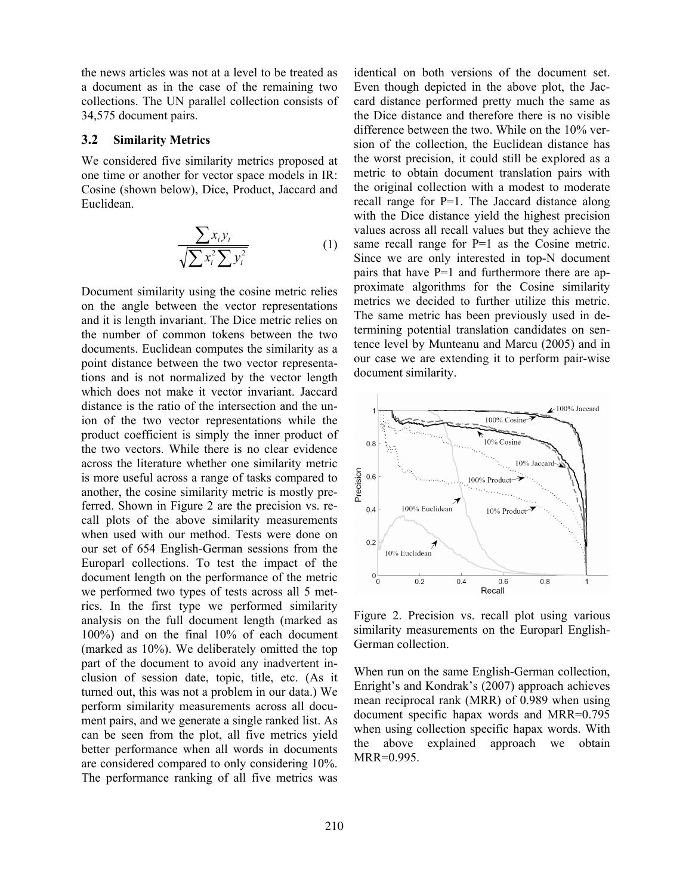the news articles was not at a level to be treated as a document as in the case of the remaining two collections. The UN parallel collection consists of 34,575 document pairs.

### 3.2 Similarity Metrics

We considered five similarity metrics proposed at one time or another for vector space models in IR: Cosine (shown below), Dice, Product, Jaccard and Euclidean.

$$\frac{\sum x_i y_i}{\sqrt{\sum x_i^2 \sum y_i^2}} \quad (1)$$

Document similarity using the cosine metric relies on the angle between the vector representations and it is length invariant. The Dice metric relies on the number of common tokens between the two documents. Euclidean computes the similarity as a point distance between the two vector representations and is not normalized by the vector length which does not make it vector invariant. Jaccard distance is the ratio of the intersection and the union of the two vector representations while the product coefficient is simply the inner product of the two vectors. While there is no clear evidence across the literature whether one similarity metric is more useful across a range of tasks compared to another, the cosine similarity metric is mostly preferred. Shown in Figure 2 are the precision vs. recall plots of the above similarity measurements when used with our method. Tests were done on our set of 654 English-German sessions from the Europarl collections. To test the impact of the document length on the performance of the metric we performed two types of tests across all 5 metrics. In the first type we performed similarity analysis on the full document length (marked as 100%) and on the final 10% of each document (marked as 10%). We deliberately omitted the top part of the document to avoid any inadvertent inclusion of session date, topic, title, etc. (As it turned out, this was not a problem in our data.) We perform similarity measurements across all document pairs, and we generate a single ranked list. As can be seen from the plot, all five metrics yield better performance when all words in documents are considered compared to only considering 10%. The performance ranking of all five metrics was identical on both versions of the document set. Even though depicted in the above plot, the Jaccard distance performed pretty much the same as the Dice distance and therefore there is no visible difference between the two. While on the 10% version of the collection, the Euclidean distance has the worst precision, it could still be explored as a metric to obtain document translation pairs with the original collection with a modest to moderate recall range for P=1. The Jaccard distance along with the Dice distance yield the highest precision values across all recall values but they achieve the same recall range for P=1 as the Cosine metric. Since we are only interested in top-N document pairs that have P=1 and furthermore there are approximate algorithms for the Cosine similarity metrics we decided to further utilize this metric. The same metric has been previously used in determining potential translation candidates on sentence level by Munteanu and Marcu (2005) and in our case we are extending it to perform pair-wise document similarity.

Figure 2. Precision vs. recall plot using various similarity measurements on the Europarl English-German collection.

When run on the same English-German collection, Enright's and Kondrak's (2007) approach achieves mean reciprocal rank (MRR) of 0.989 when using document specific hapax words and MRR=0.795 when using collection specific hapax words. With the above explained approach we obtain MRR=0.995.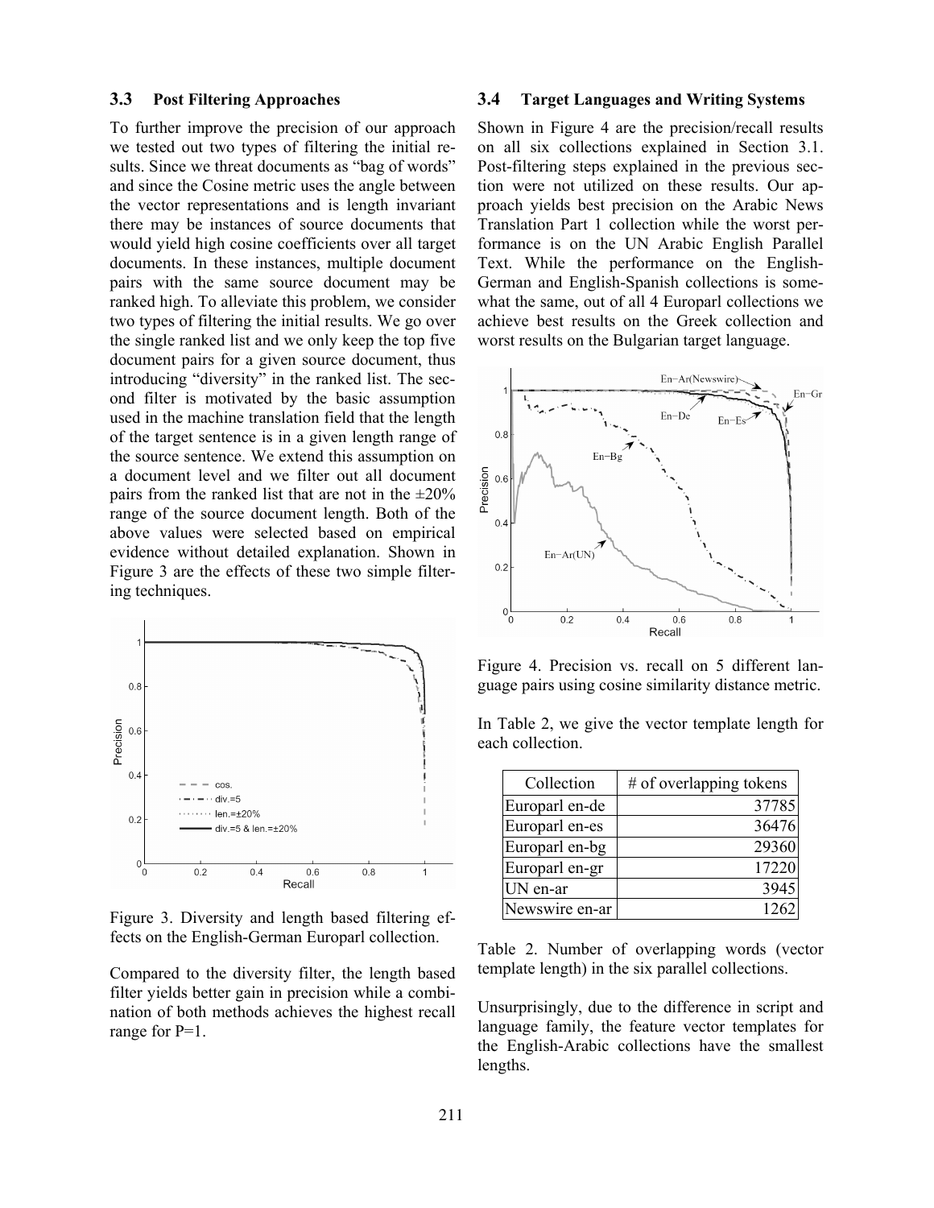### 3.3 Post Filtering Approaches

To further improve the precision of our approach we tested out two types of filtering the initial results. Since we threat documents as "bag of words" and since the Cosine metric uses the angle between the vector representations and is length invariant there may be instances of source documents that would yield high cosine coefficients over all target documents. In these instances, multiple document pairs with the same source document may be ranked high. To alleviate this problem, we consider two types of filtering the initial results. We go over the single ranked list and we only keep the top five document pairs for a given source document, thus introducing "diversity" in the ranked list. The second filter is motivated by the basic assumption used in the machine translation field that the length of the target sentence is in a given length range of the source sentence. We extend this assumption on a document level and we filter out all document pairs from the ranked list that are not in the ±20% range of the source document length. Both of the above values were selected based on empirical evidence without detailed explanation. Shown in Figure 3 are the effects of these two simple filtering techniques.

Figure 3. Diversity and length based filtering effects on the English-German Europarl collection.

Compared to the diversity filter, the length based filter yields better gain in precision while a combination of both methods achieves the highest recall range for P=1.

### 3.4 Target Languages and Writing Systems

Shown in Figure 4 are the precision/recall results on all six collections explained in Section 3.1. Post-filtering steps explained in the previous section were not utilized on these results. Our approach yields best precision on the Arabic News Translation Part 1 collection while the worst performance is on the UN Arabic English Parallel Text. While the performance on the English-German and English-Spanish collections is somewhat the same, out of all 4 Europarl collections we achieve best results on the Greek collection and worst results on the Bulgarian target language.

Figure 4. Precision vs. recall on 5 different language pairs using cosine similarity distance metric.

In Table 2, we give the vector template length for each collection.

| Collection | # of overlapping tokens |
|---|---|
| Europarl en-de | 37785 |
| Europarl en-es | 36476 |
| Europarl en-bg | 29360 |
| Europarl en-gr | 17220 |
| UN en-ar | 3945 |
| Newswire en-ar | 1262 |

Table 2. Number of overlapping words (vector template length) in the six parallel collections.

Unsurprisingly, due to the difference in script and language family, the feature vector templates for the English-Arabic collections have the smallest lengths.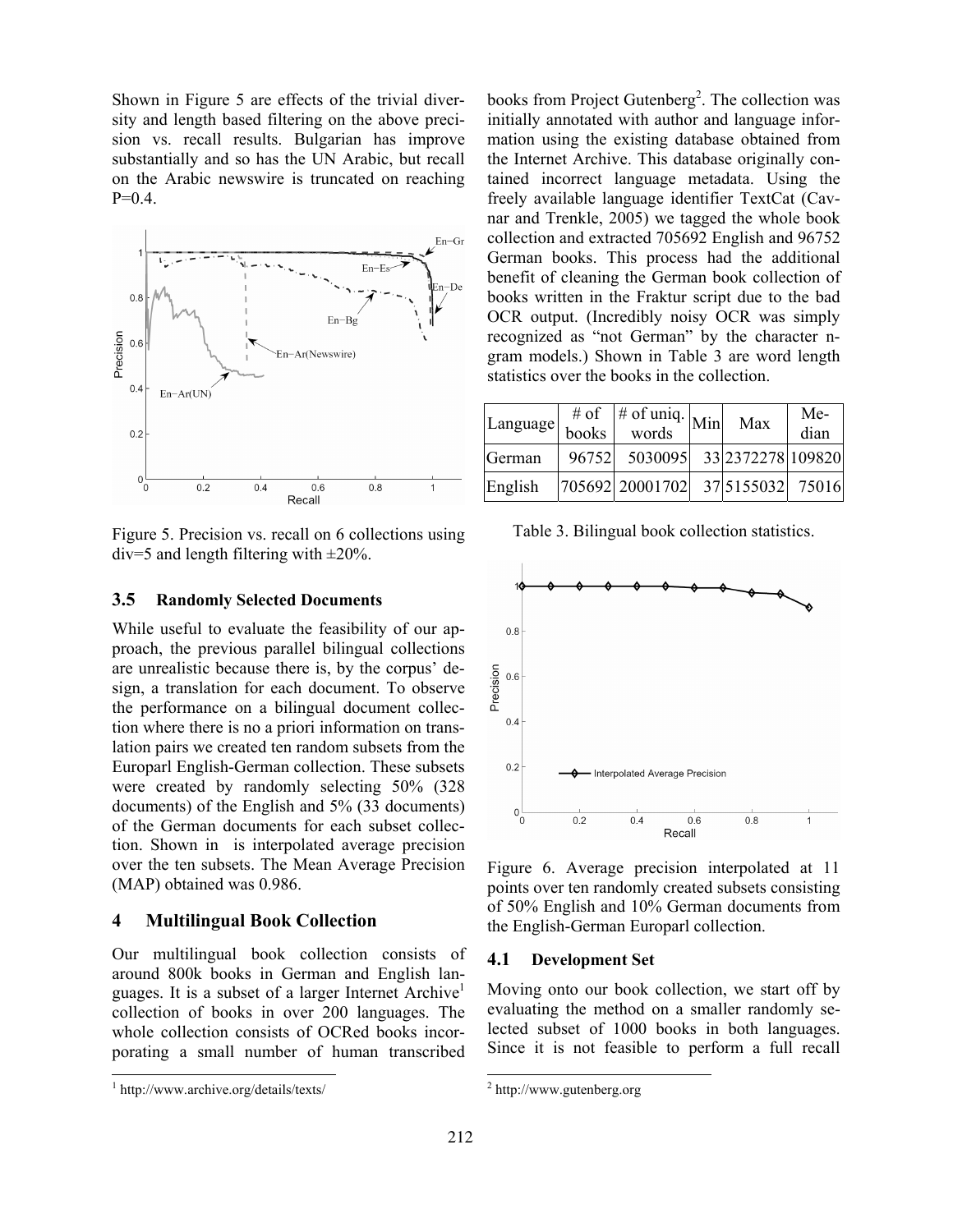Shown in Figure 5 are effects of the trivial diversity and length based filtering on the above precision vs. recall results. Bulgarian has improve substantially and so has the UN Arabic, but recall on the Arabic newswire is truncated on reaching P=0.4.

Figure 5. Precision vs. recall on 6 collections using div=5 and length filtering with ±20%.

### 3.5 Randomly Selected Documents

While useful to evaluate the feasibility of our approach, the previous parallel bilingual collections are unrealistic because there is, by the corpus' design, a translation for each document. To observe the performance on a bilingual document collection where there is no a priori information on translation pairs we created ten random subsets from the Europarl English-German collection. These subsets were created by randomly selecting 50% (328 documents) of the English and 5% (33 documents) of the German documents for each subset collection. Shown in  is interpolated average precision over the ten subsets. The Mean Average Precision (MAP) obtained was 0.986.

## 4 Multilingual Book Collection

Our multilingual book collection consists of around 800k books in German and English languages. It is a subset of a larger Internet Archive[1] collection of books in over 200 languages. The whole collection consists of OCRed books incorporating a small number of human transcribed books from Project Gutenberg[2]. The collection was initially annotated with author and language information using the existing database obtained from the Internet Archive. This database originally contained incorrect language metadata. Using the freely available language identifier TextCat (Cavnar and Trenkle, 2005) we tagged the whole book collection and extracted 705692 English and 96752 German books. This process had the additional benefit of cleaning the German book collection of books written in the Fraktur script due to the bad OCR output. (Incredibly noisy OCR was simply recognized as "not German" by the character n-gram models.) Shown in Table 3 are word length statistics over the books in the collection.

| Language | # of books | # of uniq. words | Min | Max | Median |
|---|---|---|---|---|---|
| German | 96752 | 5030095 | 33 | 2372278 | 109820 |
| English | 705692 | 20001702 | 37 | 5155032 | 75016 |

Table 3. Bilingual book collection statistics.

Figure 6. Average precision interpolated at 11 points over ten randomly created subsets consisting of 50% English and 10% German documents from the English-German Europarl collection.

### 4.1 Development Set

Moving onto our book collection, we start off by evaluating the method on a smaller randomly selected subset of 1000 books in both languages. Since it is not feasible to perform a full recall

[1] http://www.archive.org/details/texts/

[2] http://www.gutenberg.org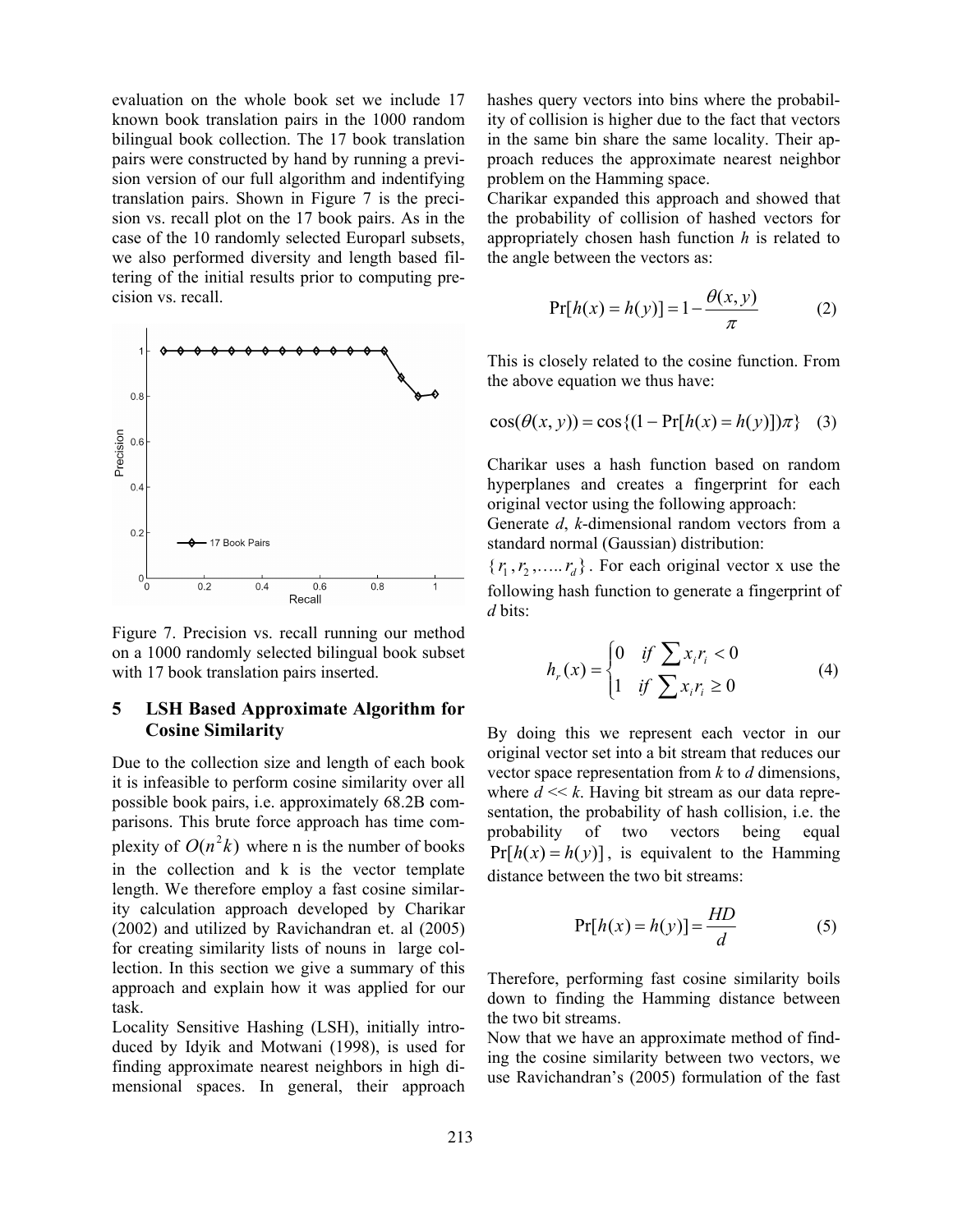evaluation on the whole book set we include 17 known book translation pairs in the 1000 random bilingual book collection. The 17 book translation pairs were constructed by hand by running a prevision version of our full algorithm and indentifying translation pairs. Shown in Figure 7 is the precision vs. recall plot on the 17 book pairs. As in the case of the 10 randomly selected Europarl subsets, we also performed diversity and length based filtering of the initial results prior to computing precision vs. recall.

Figure 7. Precision vs. recall running our method on a 1000 randomly selected bilingual book subset with 17 book translation pairs inserted.

## 5 LSH Based Approximate Algorithm for Cosine Similarity

Due to the collection size and length of each book it is infeasible to perform cosine similarity over all possible book pairs, i.e. approximately 68.2B comparisons. This brute force approach has time complexity of $O(n^2k)$ where n is the number of books in the collection and k is the vector template length. We therefore employ a fast cosine similarity calculation approach developed by Charikar (2002) and utilized by Ravichandran et. al (2005) for creating similarity lists of nouns in large collection. In this section we give a summary of this approach and explain how it was applied for our task.

Locality Sensitive Hashing (LSH), initially introduced by Idyik and Motwani (1998), is used for finding approximate nearest neighbors in high dimensional spaces. In general, their approach hashes query vectors into bins where the probability of collision is higher due to the fact that vectors in the same bin share the same locality. Their approach reduces the approximate nearest neighbor problem on the Hamming space.

Charikar expanded this approach and showed that the probability of collision of hashed vectors for appropriately chosen hash function *h* is related to the angle between the vectors as:

$$\Pr[h(x) = h(y)] = 1 - \frac{\theta(x, y)}{\pi} \quad (2)$$

This is closely related to the cosine function. From the above equation we thus have:

$$\cos(\theta(x, y)) = \cos\{(1 - \Pr[h(x) = h(y)])\pi\} \quad (3)$$

Charikar uses a hash function based on random hyperplanes and creates a fingerprint for each original vector using the following approach:

Generate *d*, *k*-dimensional random vectors from a standard normal (Gaussian) distribution: $\{r_1, r_2, \ldots. r_d\}$. For each original vector x use the following hash function to generate a fingerprint of *d* bits:

$$h_r(x) = \begin{cases} 0 & if \sum x_i r_i < 0 \\ 1 & if \sum x_i r_i \geq 0 \end{cases} \quad (4)$$

By doing this we represent each vector in our original vector set into a bit stream that reduces our vector space representation from *k* to *d* dimensions, where *d* << *k*. Having bit stream as our data representation, the probability of hash collision, i.e. the probability of two vectors being equal $\Pr[h(x) = h(y)]$, is equivalent to the Hamming distance between the two bit streams:

$$\Pr[h(x) = h(y)] = \frac{HD}{d} \quad (5)$$

Therefore, performing fast cosine similarity boils down to finding the Hamming distance between the two bit streams.

Now that we have an approximate method of finding the cosine similarity between two vectors, we use Ravichandran's (2005) formulation of the fast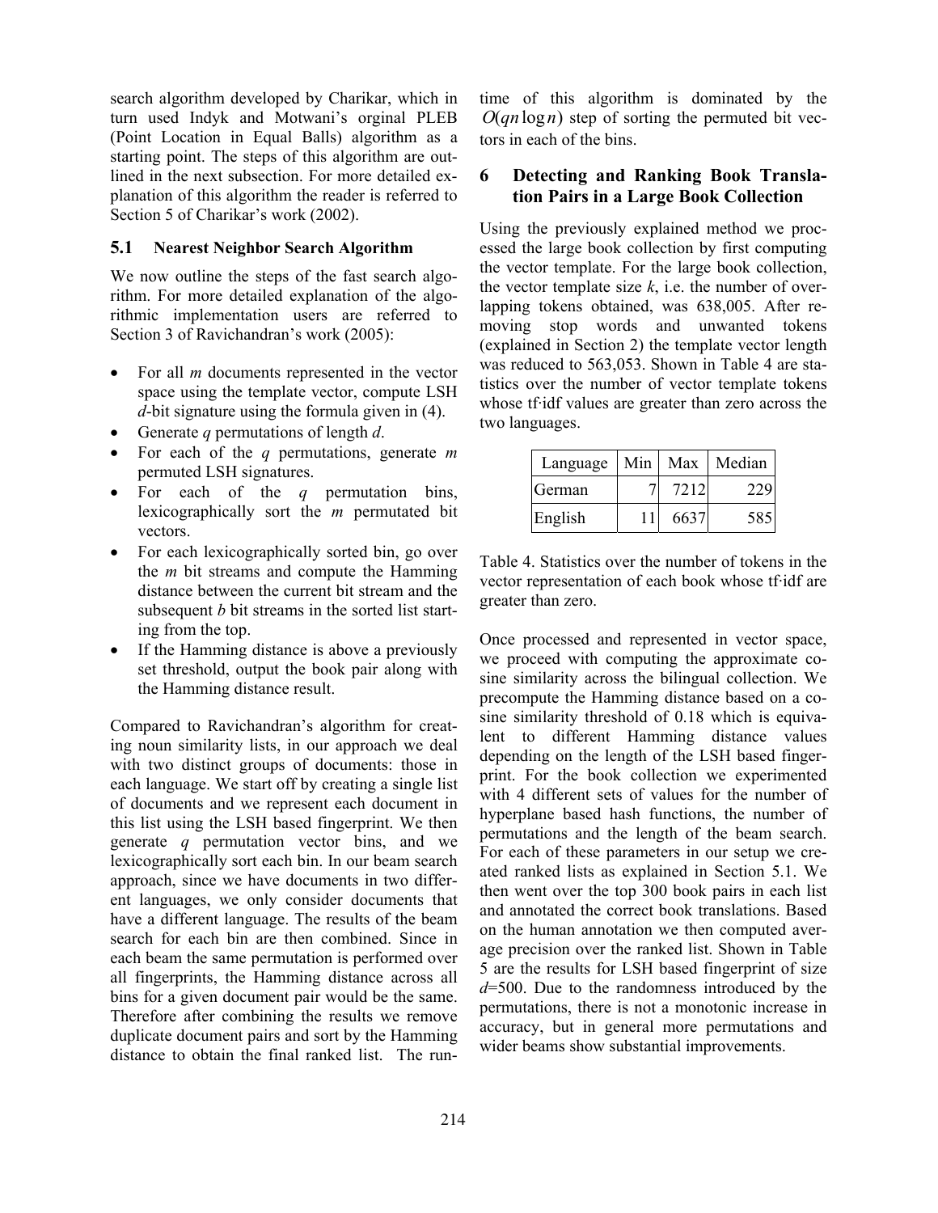search algorithm developed by Charikar, which in turn used Indyk and Motwani's orginal PLEB (Point Location in Equal Balls) algorithm as a starting point. The steps of this algorithm are outlined in the next subsection. For more detailed explanation of this algorithm the reader is referred to Section 5 of Charikar's work (2002).

### 5.1 Nearest Neighbor Search Algorithm

We now outline the steps of the fast search algorithm. For more detailed explanation of the algorithmic implementation users are referred to Section 3 of Ravichandran's work (2005):

- For all $m$ documents represented in the vector space using the template vector, compute LSH $d$-bit signature using the formula given in (4).
- Generate $q$ permutations of length $d$.
- For each of the $q$ permutations, generate $m$ permuted LSH signatures.
- For each of the $q$ permutation bins, lexicographically sort the $m$ permutated bit vectors.
- For each lexicographically sorted bin, go over the $m$ bit streams and compute the Hamming distance between the current bit stream and the subsequent $b$ bit streams in the sorted list starting from the top.
- If the Hamming distance is above a previously set threshold, output the book pair along with the Hamming distance result.

Compared to Ravichandran's algorithm for creating noun similarity lists, in our approach we deal with two distinct groups of documents: those in each language. We start off by creating a single list of documents and we represent each document in this list using the LSH based fingerprint. We then generate $q$ permutation vector bins, and we lexicographically sort each bin. In our beam search approach, since we have documents in two different languages, we only consider documents that have a different language. The results of the beam search for each bin are then combined. Since in each beam the same permutation is performed over all fingerprints, the Hamming distance across all bins for a given document pair would be the same. Therefore after combining the results we remove duplicate document pairs and sort by the Hamming distance to obtain the final ranked list. The running time of this algorithm is dominated by the $O(qn \log n)$ step of sorting the permuted bit vectors in each of the bins.

## 6 Detecting and Ranking Book Translation Pairs in a Large Book Collection

Using the previously explained method we processed the large book collection by first computing the vector template. For the large book collection, the vector template size $k$, i.e. the number of overlapping tokens obtained, was 638,005. After removing stop words and unwanted tokens (explained in Section 2) the template vector length was reduced to 563,053. Shown in Table 4 are statistics over the number of vector template tokens whose tf·idf values are greater than zero across the two languages.

| Language | Min | Max | Median |
|---|---|---|---|
| German | 7 | 7212 | 229 |
| English | 11 | 6637 | 585 |

Table 4. Statistics over the number of tokens in the vector representation of each book whose tf·idf are greater than zero.

Once processed and represented in vector space, we proceed with computing the approximate cosine similarity across the bilingual collection. We precompute the Hamming distance based on a cosine similarity threshold of 0.18 which is equivalent to different Hamming distance values depending on the length of the LSH based fingerprint. For the book collection we experimented with 4 different sets of values for the number of hyperplane based hash functions, the number of permutations and the length of the beam search. For each of these parameters in our setup we created ranked lists as explained in Section 5.1. We then went over the top 300 book pairs in each list and annotated the correct book translations. Based on the human annotation we then computed average precision over the ranked list. Shown in Table 5 are the results for LSH based fingerprint of size $d$=500. Due to the randomness introduced by the permutations, there is not a monotonic increase in accuracy, but in general more permutations and wider beams show substantial improvements.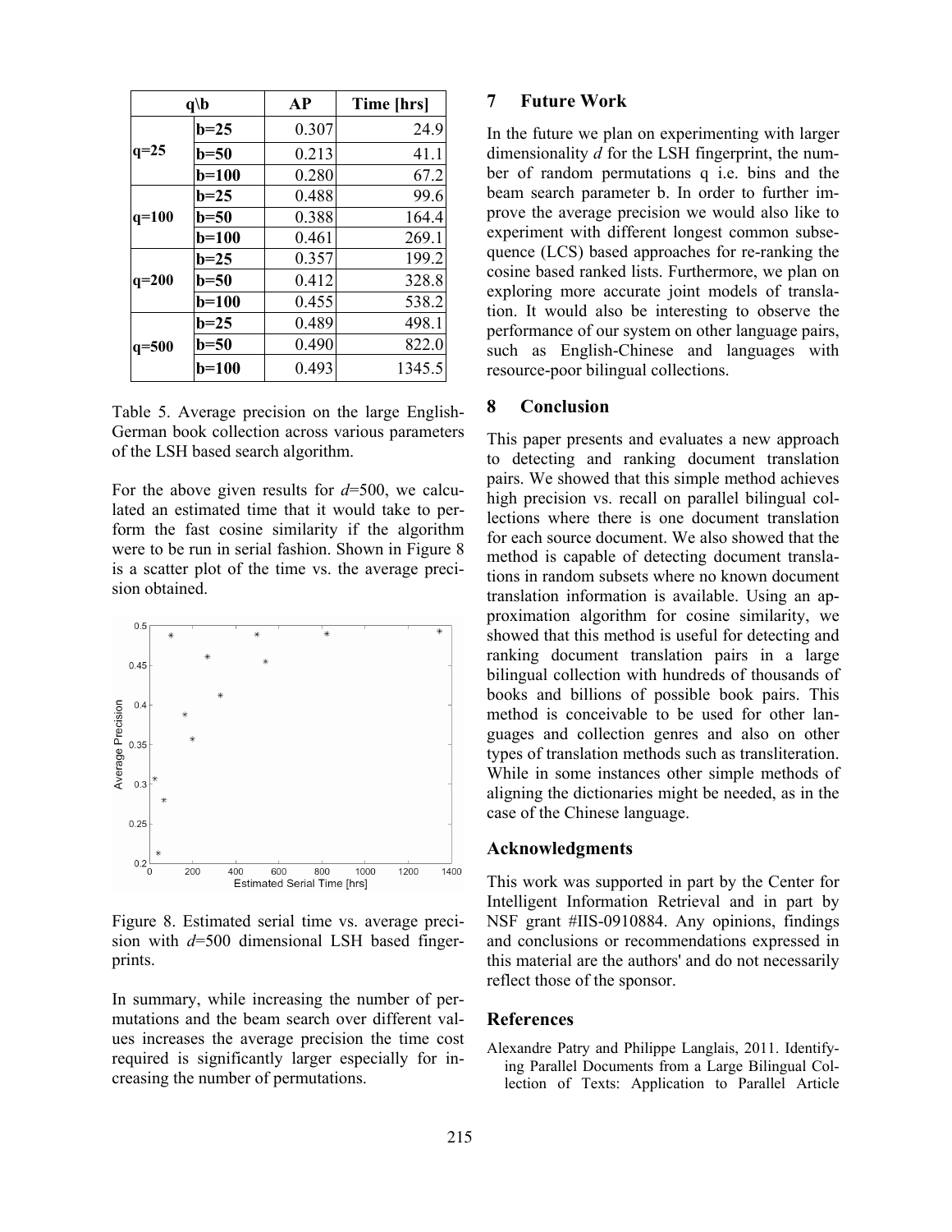| q\b | | AP | Time [hrs] |
|---|---|---|---|
| q=25 | b=25 | 0.307 | 24.9 |
| | b=50 | 0.213 | 41.1 |
| | b=100 | 0.280 | 67.2 |
| q=100 | b=25 | 0.488 | 99.6 |
| | b=50 | 0.388 | 164.4 |
| | b=100 | 0.461 | 269.1 |
| q=200 | b=25 | 0.357 | 199.2 |
| | b=50 | 0.412 | 328.8 |
| | b=100 | 0.455 | 538.2 |
| q=500 | b=25 | 0.489 | 498.1 |
| | b=50 | 0.490 | 822.0 |
| | b=100 | 0.493 | 1345.5 |

Table 5. Average precision on the large English-German book collection across various parameters of the LSH based search algorithm.

For the above given results for $d$=500, we calculated an estimated time that it would take to perform the fast cosine similarity if the algorithm were to be run in serial fashion. Shown in Figure 8 is a scatter plot of the time vs. the average precision obtained.

Figure 8. Estimated serial time vs. average precision with $d$=500 dimensional LSH based fingerprints.

In summary, while increasing the number of permutations and the beam search over different values increases the average precision the time cost required is significantly larger especially for increasing the number of permutations.

## 7 Future Work

In the future we plan on experimenting with larger dimensionality $d$ for the LSH fingerprint, the number of random permutations q i.e. bins and the beam search parameter b. In order to further improve the average precision we would also like to experiment with different longest common subsequence (LCS) based approaches for re-ranking the cosine based ranked lists. Furthermore, we plan on exploring more accurate joint models of translation. It would also be interesting to observe the performance of our system on other language pairs, such as English-Chinese and languages with resource-poor bilingual collections.

## 8 Conclusion

This paper presents and evaluates a new approach to detecting and ranking document translation pairs. We showed that this simple method achieves high precision vs. recall on parallel bilingual collections where there is one document translation for each source document. We also showed that the method is capable of detecting document translations in random subsets where no known document translation information is available. Using an approximation algorithm for cosine similarity, we showed that this method is useful for detecting and ranking document translation pairs in a large bilingual collection with hundreds of thousands of books and billions of possible book pairs. This method is conceivable to be used for other languages and collection genres and also on other types of translation methods such as transliteration. While in some instances other simple methods of aligning the dictionaries might be needed, as in the case of the Chinese language.

## Acknowledgments

This work was supported in part by the Center for Intelligent Information Retrieval and in part by NSF grant #IIS-0910884. Any opinions, findings and conclusions or recommendations expressed in this material are the authors' and do not necessarily reflect those of the sponsor.

## References

Alexandre Patry and Philippe Langlais, 2011. Identifying Parallel Documents from a Large Bilingual Collection of Texts: Application to Parallel Article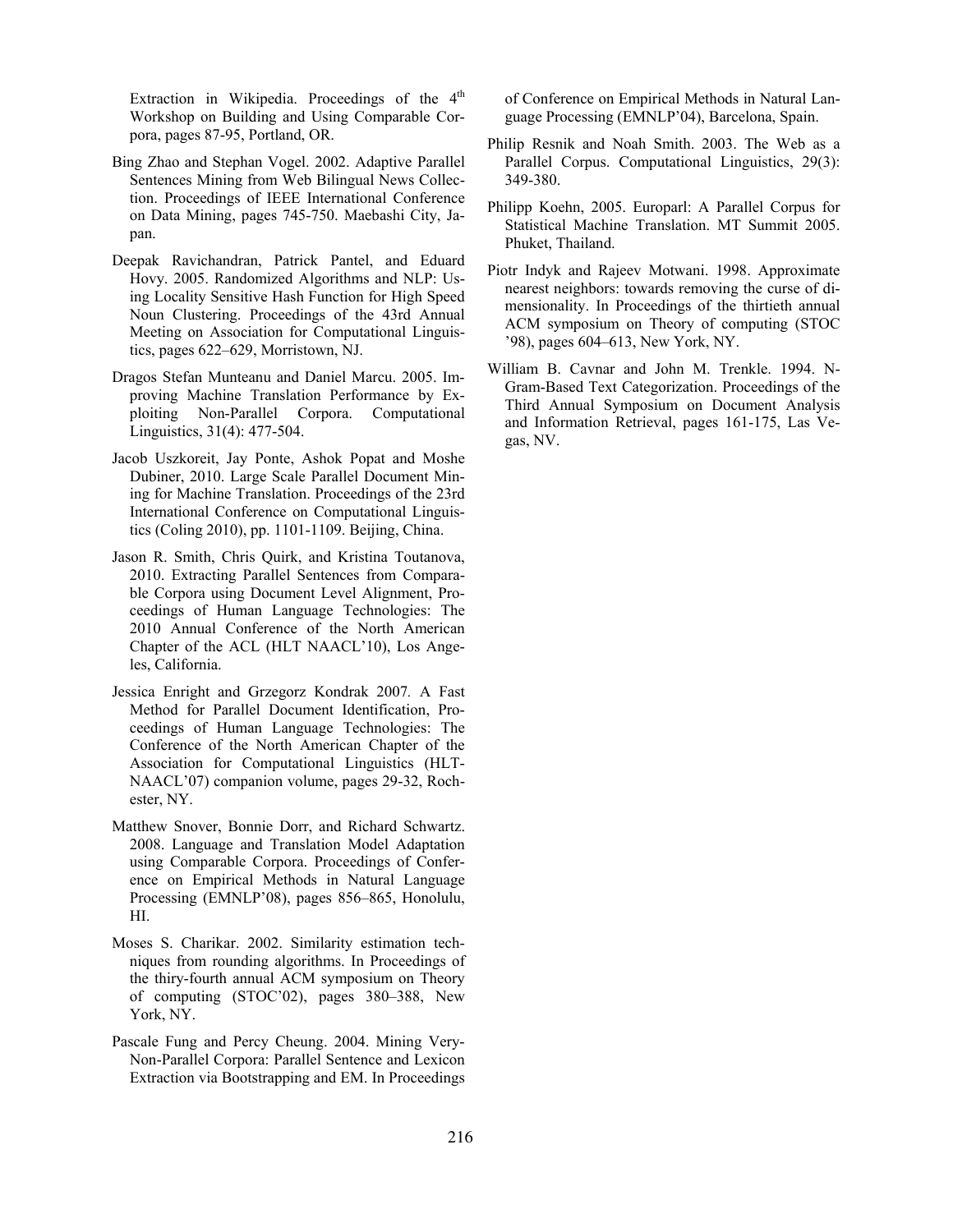Extraction in Wikipedia. Proceedings of the 4th Workshop on Building and Using Comparable Corpora, pages 87-95, Portland, OR.

Bing Zhao and Stephan Vogel. 2002. Adaptive Parallel Sentences Mining from Web Bilingual News Collection. Proceedings of IEEE International Conference on Data Mining, pages 745-750. Maebashi City, Japan.

Deepak Ravichandran, Patrick Pantel, and Eduard Hovy. 2005. Randomized Algorithms and NLP: Using Locality Sensitive Hash Function for High Speed Noun Clustering. Proceedings of the 43rd Annual Meeting on Association for Computational Linguistics, pages 622–629, Morristown, NJ.

Dragos Stefan Munteanu and Daniel Marcu. 2005. Improving Machine Translation Performance by Exploiting Non-Parallel Corpora. Computational Linguistics, 31(4): 477-504.

Jacob Uszkoreit, Jay Ponte, Ashok Popat and Moshe Dubiner, 2010. Large Scale Parallel Document Mining for Machine Translation. Proceedings of the 23rd International Conference on Computational Linguistics (Coling 2010), pp. 1101-1109. Beijing, China.

Jason R. Smith, Chris Quirk, and Kristina Toutanova, 2010. Extracting Parallel Sentences from Comparable Corpora using Document Level Alignment, Proceedings of Human Language Technologies: The 2010 Annual Conference of the North American Chapter of the ACL (HLT NAACL'10), Los Angeles, California.

Jessica Enright and Grzegorz Kondrak 2007. A Fast Method for Parallel Document Identification, Proceedings of Human Language Technologies: The Conference of the North American Chapter of the Association for Computational Linguistics (HLT-NAACL'07) companion volume, pages 29-32, Rochester, NY.

Matthew Snover, Bonnie Dorr, and Richard Schwartz. 2008. Language and Translation Model Adaptation using Comparable Corpora. Proceedings of Conference on Empirical Methods in Natural Language Processing (EMNLP'08), pages 856–865, Honolulu, HI.

Moses S. Charikar. 2002. Similarity estimation techniques from rounding algorithms. In Proceedings of the thiry-fourth annual ACM symposium on Theory of computing (STOC'02), pages 380–388, New York, NY.

Pascale Fung and Percy Cheung. 2004. Mining Very-Non-Parallel Corpora: Parallel Sentence and Lexicon Extraction via Bootstrapping and EM. In Proceedings of Conference on Empirical Methods in Natural Language Processing (EMNLP'04), Barcelona, Spain.

Philip Resnik and Noah Smith. 2003. The Web as a Parallel Corpus. Computational Linguistics, 29(3): 349-380.

Philipp Koehn, 2005. Europarl: A Parallel Corpus for Statistical Machine Translation. MT Summit 2005. Phuket, Thailand.

Piotr Indyk and Rajeev Motwani. 1998. Approximate nearest neighbors: towards removing the curse of dimensionality. In Proceedings of the thirtieth annual ACM symposium on Theory of computing (STOC '98), pages 604–613, New York, NY.

William B. Cavnar and John M. Trenkle. 1994. N-Gram-Based Text Categorization. Proceedings of the Third Annual Symposium on Document Analysis and Information Retrieval, pages 161-175, Las Vegas, NV.